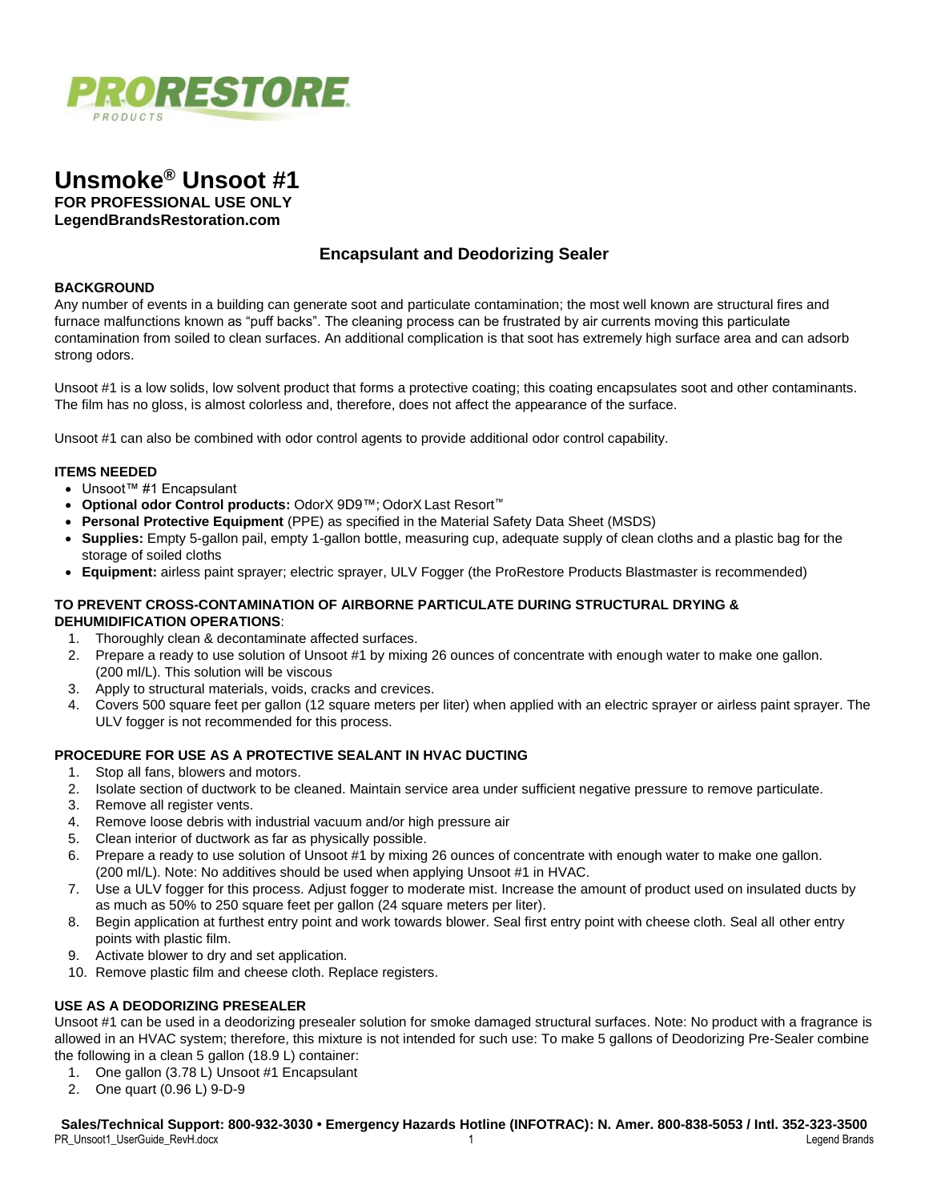# Unsmoke® Unsoot #1

**FOR PROFESSIONAL USE ONLY**
**LegendBrandsRestoration.com**

## Encapsulant and Deodorizing Sealer

### BACKGROUND

Any number of events in a building can generate soot and particulate contamination; the most well known are structural fires and furnace malfunctions known as "puff backs". The cleaning process can be frustrated by air currents moving this particulate contamination from soiled to clean surfaces. An additional complication is that soot has extremely high surface area and can adsorb strong odors.

Unsoot #1 is a low solids, low solvent product that forms a protective coating; this coating encapsulates soot and other contaminants. The film has no gloss, is almost colorless and, therefore, does not affect the appearance of the surface.

Unsoot #1 can also be combined with odor control agents to provide additional odor control capability.

### ITEMS NEEDED

- Unsoot™ #1 Encapsulant
- **Optional odor Control products:** OdorX 9D9™; OdorX Last Resort™
- **Personal Protective Equipment** (PPE) as specified in the Material Safety Data Sheet (MSDS)
- **Supplies:** Empty 5-gallon pail, empty 1-gallon bottle, measuring cup, adequate supply of clean cloths and a plastic bag for the storage of soiled cloths
- **Equipment:** airless paint sprayer; electric sprayer, ULV Fogger (the ProRestore Products Blastmaster is recommended)

### TO PREVENT CROSS-CONTAMINATION OF AIRBORNE PARTICULATE DURING STRUCTURAL DRYING & DEHUMIDIFICATION OPERATIONS:

1. Thoroughly clean & decontaminate affected surfaces.
2. Prepare a ready to use solution of Unsoot #1 by mixing 26 ounces of concentrate with enough water to make one gallon. (200 ml/L). This solution will be viscous
3. Apply to structural materials, voids, cracks and crevices.
4. Covers 500 square feet per gallon (12 square meters per liter) when applied with an electric sprayer or airless paint sprayer. The ULV fogger is not recommended for this process.

### PROCEDURE FOR USE AS A PROTECTIVE SEALANT IN HVAC DUCTING

1. Stop all fans, blowers and motors.
2. Isolate section of ductwork to be cleaned. Maintain service area under sufficient negative pressure to remove particulate.
3. Remove all register vents.
4. Remove loose debris with industrial vacuum and/or high pressure air
5. Clean interior of ductwork as far as physically possible.
6. Prepare a ready to use solution of Unsoot #1 by mixing 26 ounces of concentrate with enough water to make one gallon. (200 ml/L). Note: No additives should be used when applying Unsoot #1 in HVAC.
7. Use a ULV fogger for this process. Adjust fogger to moderate mist. Increase the amount of product used on insulated ducts by as much as 50% to 250 square feet per gallon (24 square meters per liter).
8. Begin application at furthest entry point and work towards blower. Seal first entry point with cheese cloth. Seal all other entry points with plastic film.
9. Activate blower to dry and set application.
10. Remove plastic film and cheese cloth. Replace registers.

### USE AS A DEODORIZING PRESEALER

Unsoot #1 can be used in a deodorizing presealer solution for smoke damaged structural surfaces. Note: No product with a fragrance is allowed in an HVAC system; therefore, this mixture is not intended for such use: To make 5 gallons of Deodorizing Pre-Sealer combine the following in a clean 5 gallon (18.9 L) container:

1. One gallon (3.78 L) Unsoot #1 Encapsulant
2. One quart (0.96 L) 9-D-9

**Sales/Technical Support: 800-932-3030 • Emergency Hazards Hotline (INFOTRAC): N. Amer. 800-838-5053 / Intl. 352-323-3500**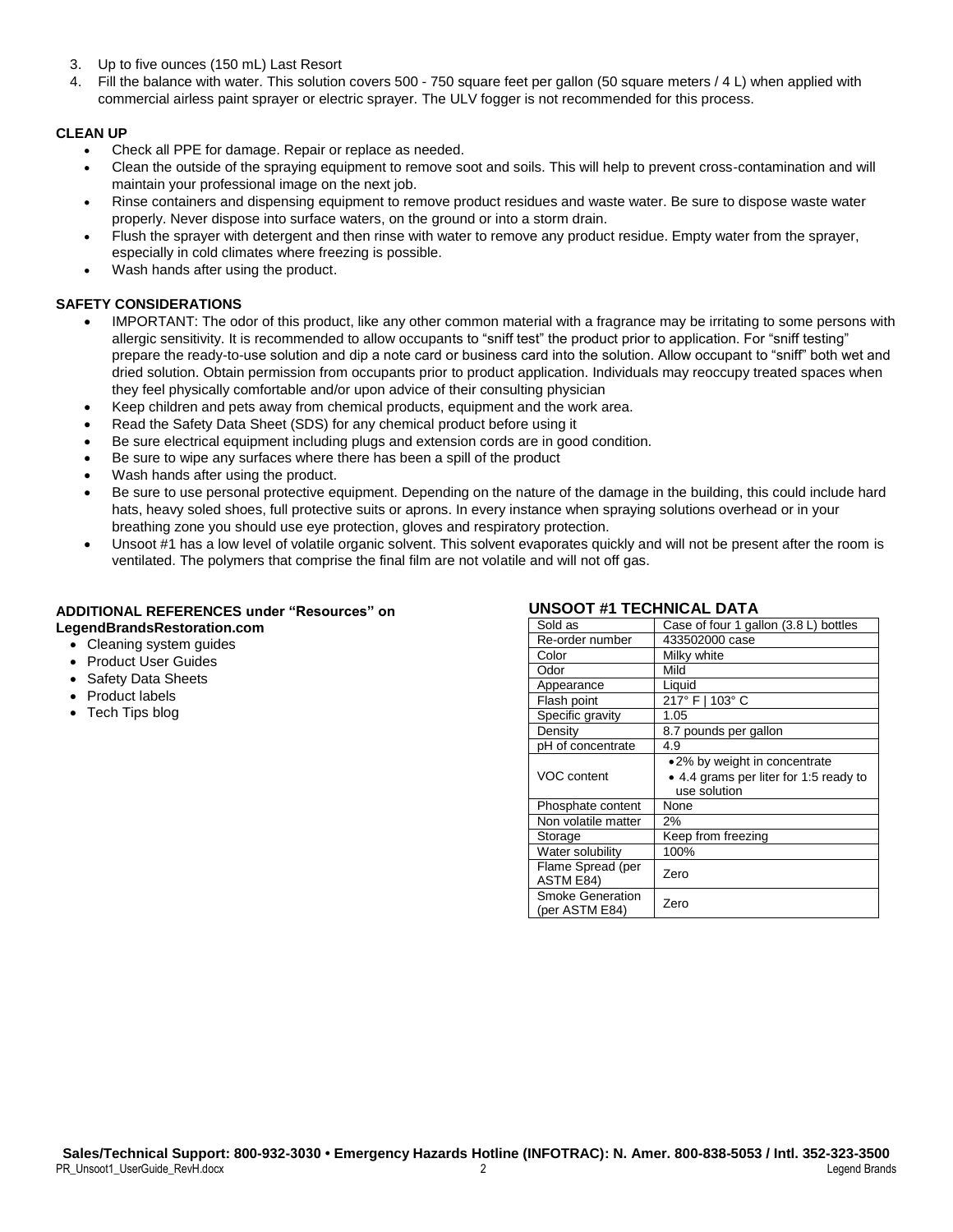3. Up to five ounces (150 mL) Last Resort
4. Fill the balance with water. This solution covers 500 - 750 square feet per gallon (50 square meters / 4 L) when applied with commercial airless paint sprayer or electric sprayer. The ULV fogger is not recommended for this process.

**CLEAN UP**

- Check all PPE for damage. Repair or replace as needed.
- Clean the outside of the spraying equipment to remove soot and soils. This will help to prevent cross-contamination and will maintain your professional image on the next job.
- Rinse containers and dispensing equipment to remove product residues and waste water. Be sure to dispose waste water properly. Never dispose into surface waters, on the ground or into a storm drain.
- Flush the sprayer with detergent and then rinse with water to remove any product residue. Empty water from the sprayer, especially in cold climates where freezing is possible.
- Wash hands after using the product.

**SAFETY CONSIDERATIONS**

- IMPORTANT: The odor of this product, like any other common material with a fragrance may be irritating to some persons with allergic sensitivity. It is recommended to allow occupants to "sniff test" the product prior to application. For "sniff testing" prepare the ready-to-use solution and dip a note card or business card into the solution. Allow occupant to "sniff" both wet and dried solution. Obtain permission from occupants prior to product application. Individuals may reoccupy treated spaces when they feel physically comfortable and/or upon advice of their consulting physician
- Keep children and pets away from chemical products, equipment and the work area.
- Read the Safety Data Sheet (SDS) for any chemical product before using it
- Be sure electrical equipment including plugs and extension cords are in good condition.
- Be sure to wipe any surfaces where there has been a spill of the product
- Wash hands after using the product.
- Be sure to use personal protective equipment. Depending on the nature of the damage in the building, this could include hard hats, heavy soled shoes, full protective suits or aprons. In every instance when spraying solutions overhead or in your breathing zone you should use eye protection, gloves and respiratory protection.
- Unsoot #1 has a low level of volatile organic solvent. This solvent evaporates quickly and will not be present after the room is ventilated. The polymers that comprise the final film are not volatile and will not off gas.

**ADDITIONAL REFERENCES under "Resources" on LegendBrandsRestoration.com**

- Cleaning system guides
- Product User Guides
- Safety Data Sheets
- Product labels
- Tech Tips blog

## UNSOOT #1 TECHNICAL DATA

| | |
|---|---|
| Sold as | Case of four 1 gallon (3.8 L) bottles |
| Re-order number | 433502000 case |
| Color | Milky white |
| Odor | Mild |
| Appearance | Liquid |
| Flash point | 217° F \| 103° C |
| Specific gravity | 1.05 |
| Density | 8.7 pounds per gallon |
| pH of concentrate | 4.9 |
| VOC content | • 2% by weight in concentrate<br>• 4.4 grams per liter for 1:5 ready to use solution |
| Phosphate content | None |
| Non volatile matter | 2% |
| Storage | Keep from freezing |
| Water solubility | 100% |
| Flame Spread (per ASTM E84) | Zero |
| Smoke Generation (per ASTM E84) | Zero |

**Sales/Technical Support: 800-932-3030 • Emergency Hazards Hotline (INFOTRAC): N. Amer. 800-838-5053 / Intl. 352-323-3500**